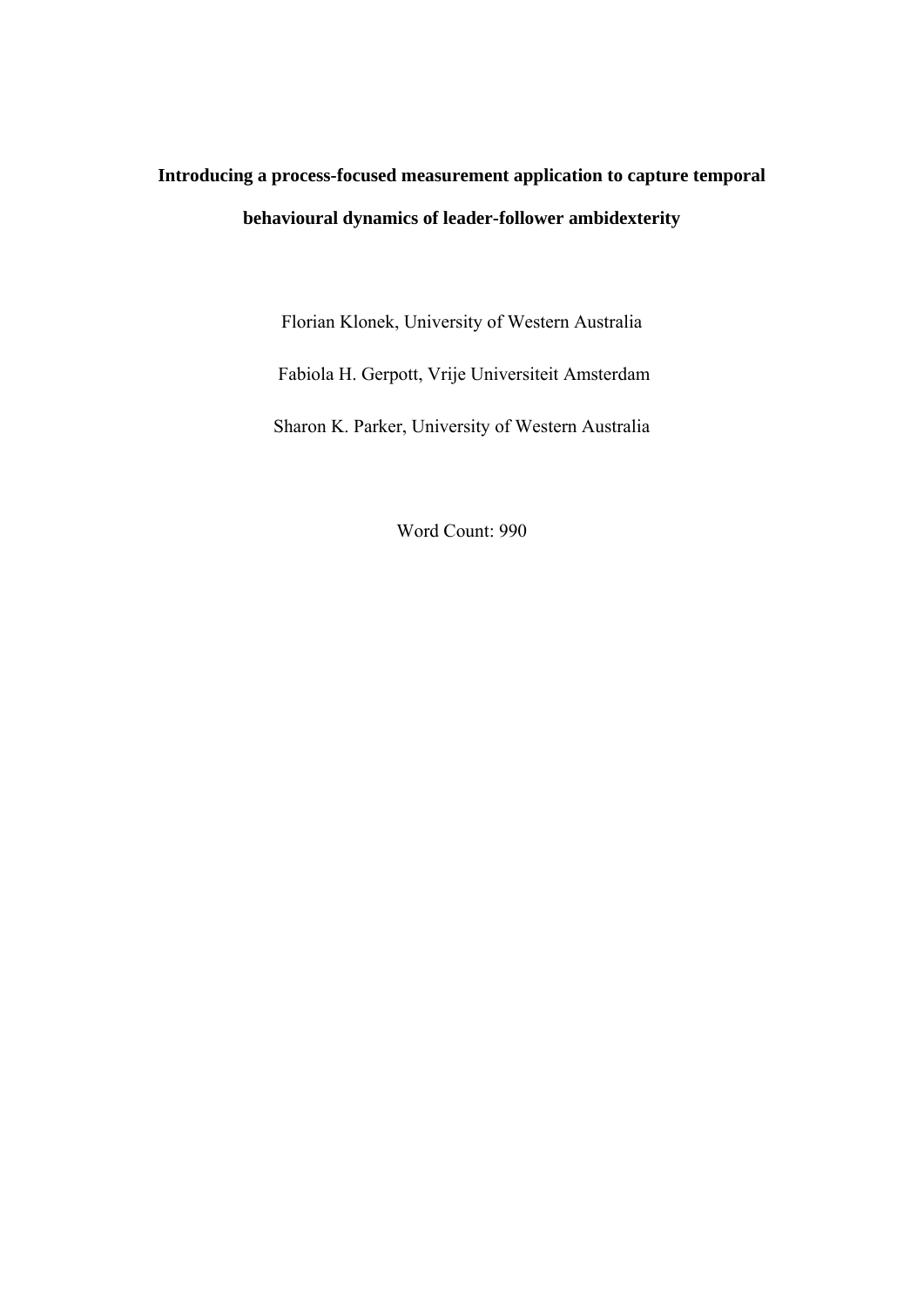# Introducing a process-focused measurement application to capture temporal behavioural dynamics of leader-follower ambidexterity

Florian Klonek, University of Western Australia

Fabiola H. Gerpott, Vrije Universiteit Amsterdam

Sharon K. Parker, University of Western Australia

Word Count: 990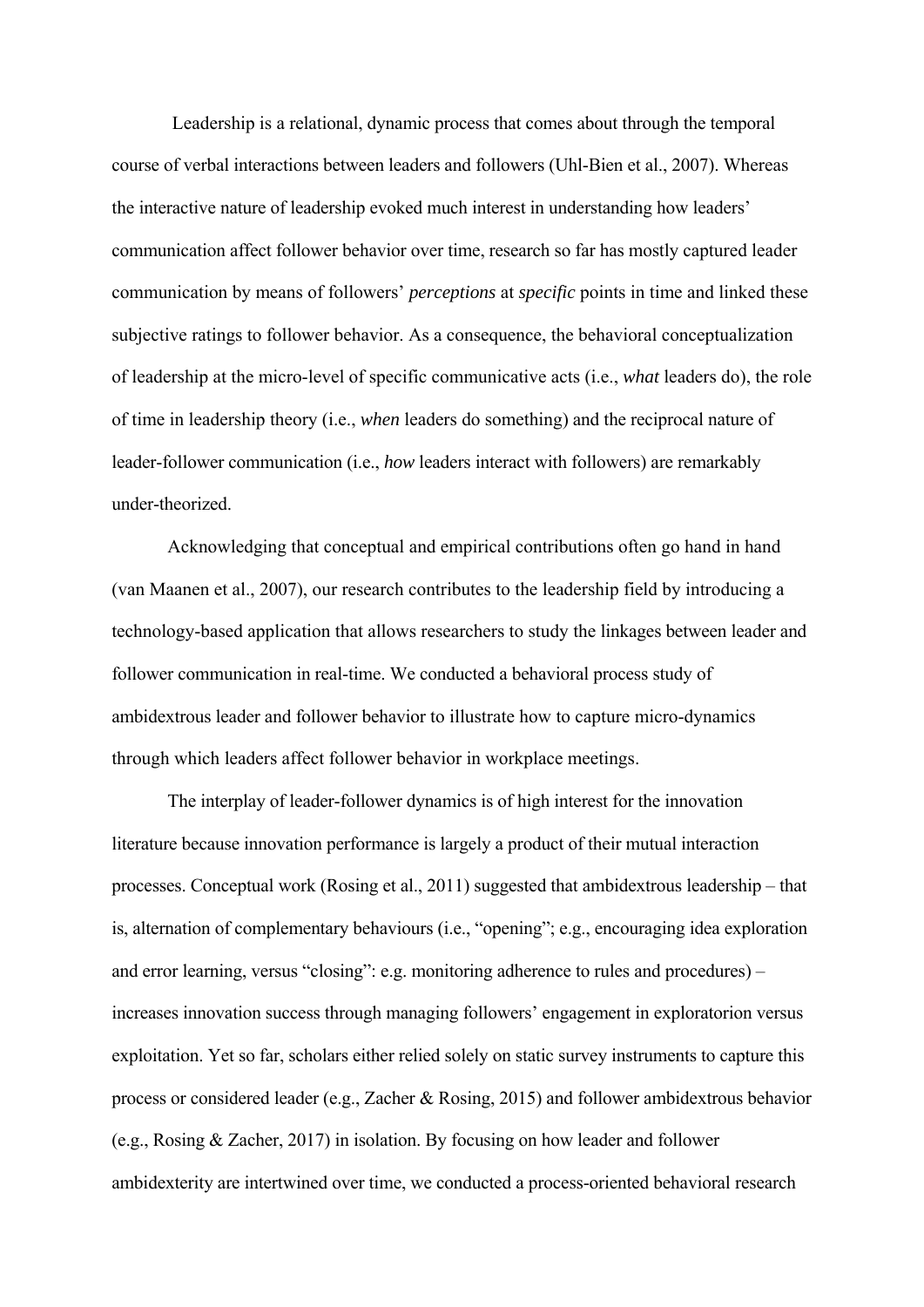Leadership is a relational, dynamic process that comes about through the temporal course of verbal interactions between leaders and followers (Uhl-Bien et al., 2007). Whereas the interactive nature of leadership evoked much interest in understanding how leaders' communication affect follower behavior over time, research so far has mostly captured leader communication by means of followers' *perceptions* at *specific* points in time and linked these subjective ratings to follower behavior. As a consequence, the behavioral conceptualization of leadership at the micro-level of specific communicative acts (i.e., *what* leaders do), the role of time in leadership theory (i.e., *when* leaders do something) and the reciprocal nature of leader-follower communication (i.e., *how* leaders interact with followers) are remarkably under-theorized.

Acknowledging that conceptual and empirical contributions often go hand in hand (van Maanen et al., 2007), our research contributes to the leadership field by introducing a technology-based application that allows researchers to study the linkages between leader and follower communication in real-time. We conducted a behavioral process study of ambidextrous leader and follower behavior to illustrate how to capture micro-dynamics through which leaders affect follower behavior in workplace meetings.

The interplay of leader-follower dynamics is of high interest for the innovation literature because innovation performance is largely a product of their mutual interaction processes. Conceptual work (Rosing et al., 2011) suggested that ambidextrous leadership – that is, alternation of complementary behaviours (i.e., "opening"; e.g., encouraging idea exploration and error learning, versus "closing": e.g. monitoring adherence to rules and procedures) – increases innovation success through managing followers' engagement in exploratorion versus exploitation. Yet so far, scholars either relied solely on static survey instruments to capture this process or considered leader (e.g., Zacher & Rosing, 2015) and follower ambidextrous behavior (e.g., Rosing & Zacher, 2017) in isolation. By focusing on how leader and follower ambidexterity are intertwined over time, we conducted a process-oriented behavioral research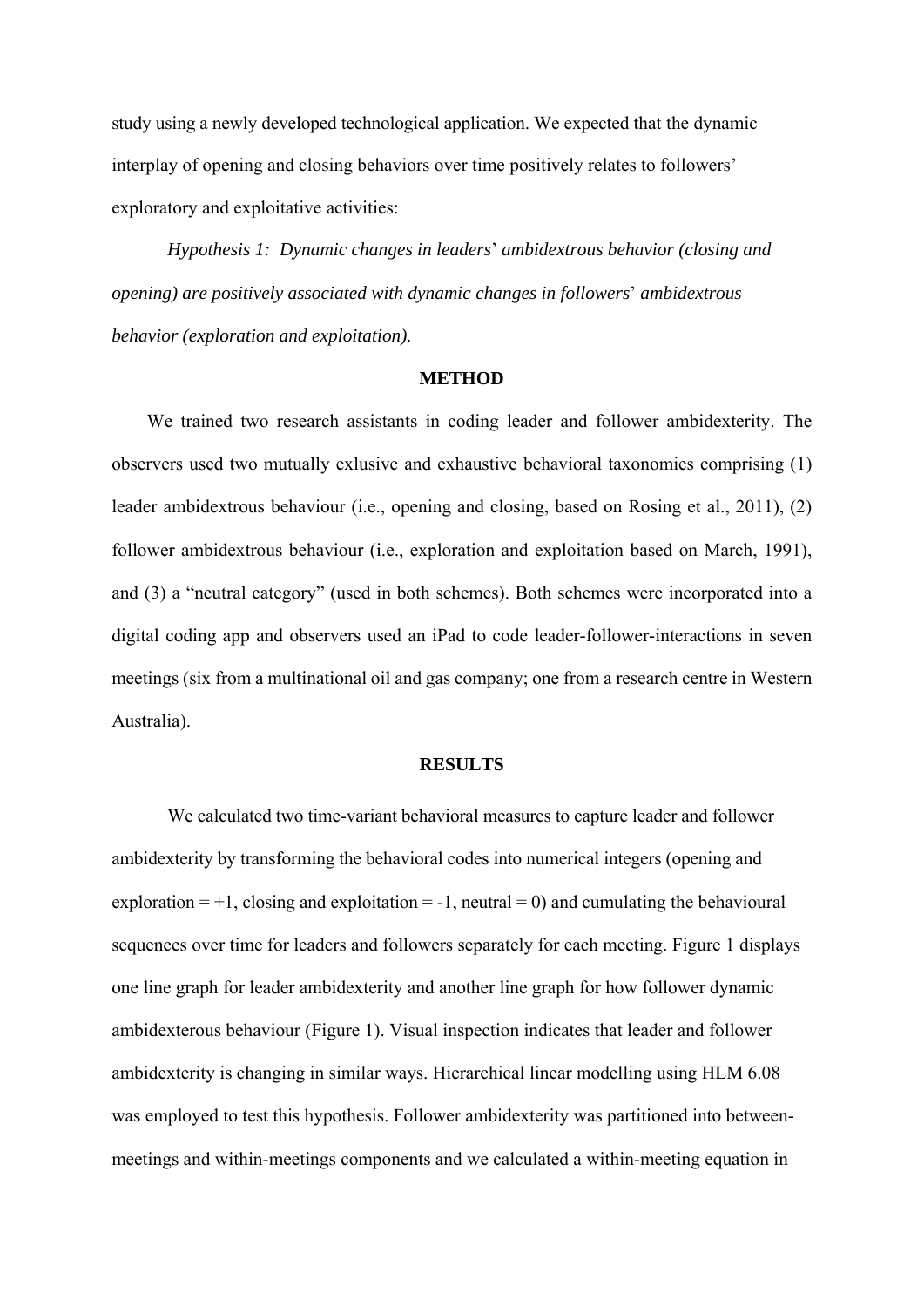study using a newly developed technological application. We expected that the dynamic interplay of opening and closing behaviors over time positively relates to followers' exploratory and exploitative activities:

*Hypothesis 1: Dynamic changes in leaders*' *ambidextrous behavior (closing and opening) are positively associated with dynamic changes in followers*' *ambidextrous behavior (exploration and exploitation).*

## METHOD

We trained two research assistants in coding leader and follower ambidexterity. The observers used two mutually exlusive and exhaustive behavioral taxonomies comprising (1) leader ambidextrous behaviour (i.e., opening and closing, based on Rosing et al., 2011), (2) follower ambidextrous behaviour (i.e., exploration and exploitation based on March, 1991), and (3) a "neutral category" (used in both schemes). Both schemes were incorporated into a digital coding app and observers used an iPad to code leader-follower-interactions in seven meetings (six from a multinational oil and gas company; one from a research centre in Western Australia).

## RESULTS

We calculated two time-variant behavioral measures to capture leader and follower ambidexterity by transforming the behavioral codes into numerical integers (opening and exploration = +1, closing and exploitation = -1, neutral = 0) and cumulating the behavioural sequences over time for leaders and followers separately for each meeting. Figure 1 displays one line graph for leader ambidexterity and another line graph for how follower dynamic ambidexerous behaviour (Figure 1). Visual inspection indicates that leader and follower ambidexterity is changing in similar ways. Hierarchical linear modelling using HLM 6.08 was employed to test this hypothesis. Follower ambidexterity was partitioned into between-meetings and within-meetings components and we calculated a within-meeting equation in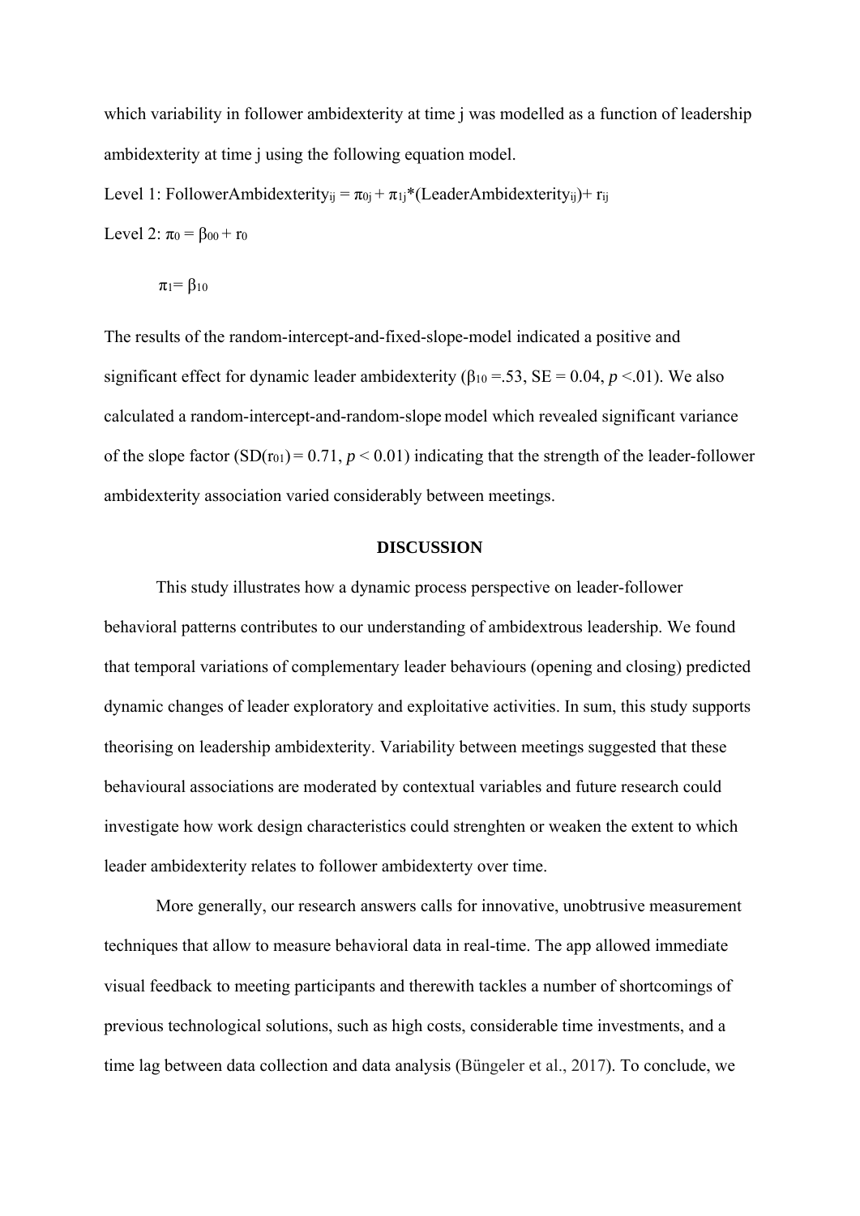which variability in follower ambidexterity at time j was modelled as a function of leadership ambidexterity at time j using the following equation model.

Level 1: $FollowerAmbidexterity_{ij} = \pi_{0j} + \pi_{1j}*(LeaderAmbidexterity_{ij}) + r_{ij}$

Level 2: $\pi_0 = \beta_{00} + r_0$

$\pi_1 = \beta_{10}$

The results of the random-intercept-and-fixed-slope-model indicated a positive and significant effect for dynamic leader ambidexterity ($\beta_{10}$ =.53, SE = 0.04, $p$ <.01). We also calculated a random-intercept-and-random-slope model which revealed significant variance of the slope factor ($SD(r_{01}) = 0.71$, $p < 0.01$) indicating that the strength of the leader-follower ambidexterity association varied considerably between meetings.

## DISCUSSION

This study illustrates how a dynamic process perspective on leader-follower behavioral patterns contributes to our understanding of ambidextrous leadership. We found that temporal variations of complementary leader behaviours (opening and closing) predicted dynamic changes of leader exploratory and exploitative activities. In sum, this study supports theorising on leadership ambidexterity. Variability between meetings suggested that these behavioural associations are moderated by contextual variables and future research could investigate how work design characteristics could strenghten or weaken the extent to which leader ambidexterity relates to follower ambidexterty over time.

More generally, our research answers calls for innovative, unobtrusive measurement techniques that allow to measure behavioral data in real-time. The app allowed immediate visual feedback to meeting participants and therewith tackles a number of shortcomings of previous technological solutions, such as high costs, considerable time investments, and a time lag between data collection and data analysis (Büngeler et al., 2017). To conclude, we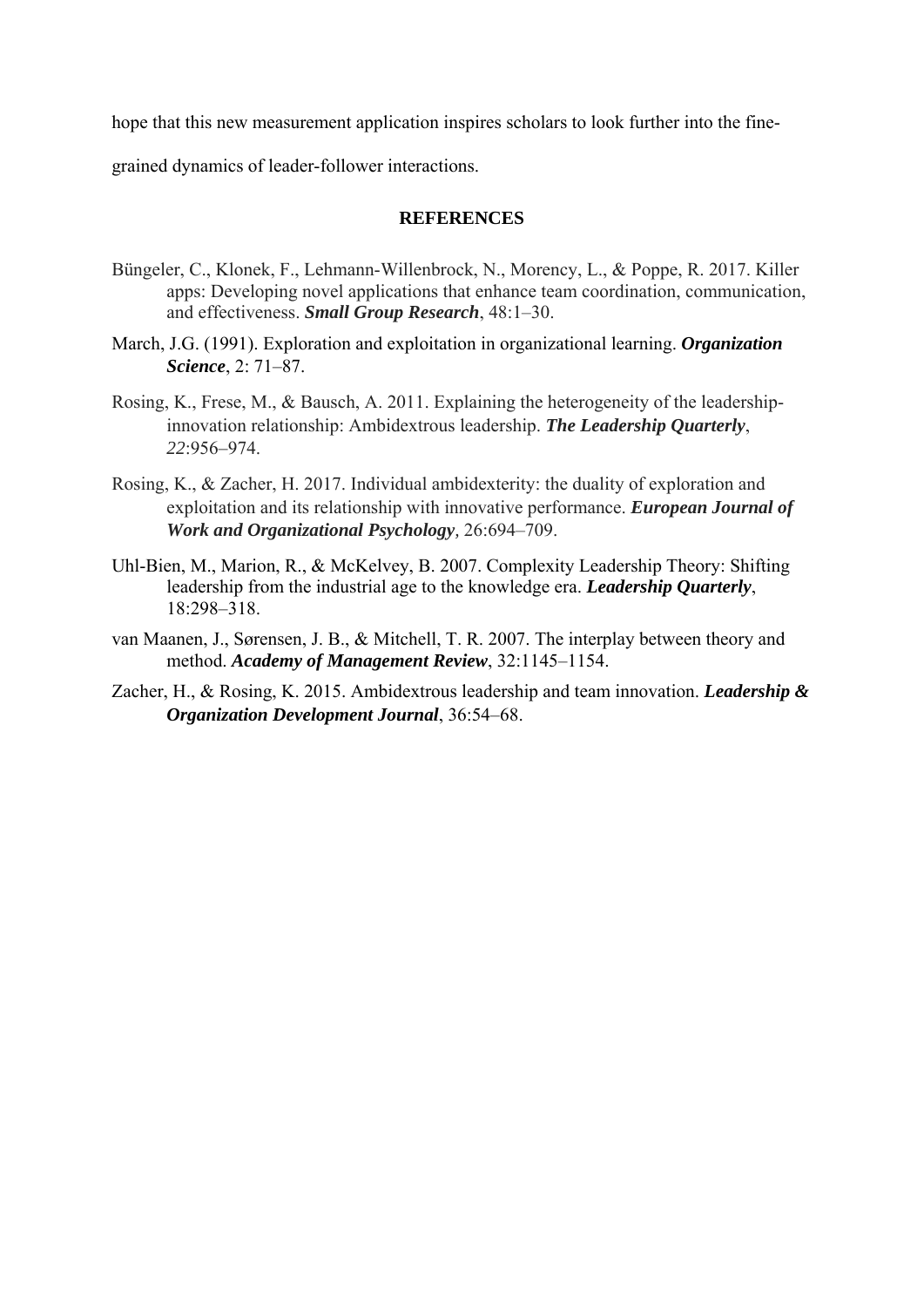hope that this new measurement application inspires scholars to look further into the fine-grained dynamics of leader-follower interactions.

## REFERENCES

Büngeler, C., Klonek, F., Lehmann-Willenbrock, N., Morency, L., & Poppe, R. 2017. Killer apps: Developing novel applications that enhance team coordination, communication, and effectiveness. ***Small Group Research***, 48:1–30.

March, J.G. (1991). Exploration and exploitation in organizational learning. ***Organization Science***, 2: 71–87.

Rosing, K., Frese, M., & Bausch, A. 2011. Explaining the heterogeneity of the leadership-innovation relationship: Ambidextrous leadership. ***The Leadership Quarterly***, *22*:956–974.

Rosing, K., & Zacher, H. 2017. Individual ambidexterity: the duality of exploration and exploitation and its relationship with innovative performance. ***European Journal of Work and Organizational Psychology***, 26:694–709.

Uhl-Bien, M., Marion, R., & McKelvey, B. 2007. Complexity Leadership Theory: Shifting leadership from the industrial age to the knowledge era. ***Leadership Quarterly***, 18:298–318.

van Maanen, J., Sørensen, J. B., & Mitchell, T. R. 2007. The interplay between theory and method. ***Academy of Management Review***, 32:1145–1154.

Zacher, H., & Rosing, K. 2015. Ambidextrous leadership and team innovation. ***Leadership & Organization Development Journal***, 36:54–68.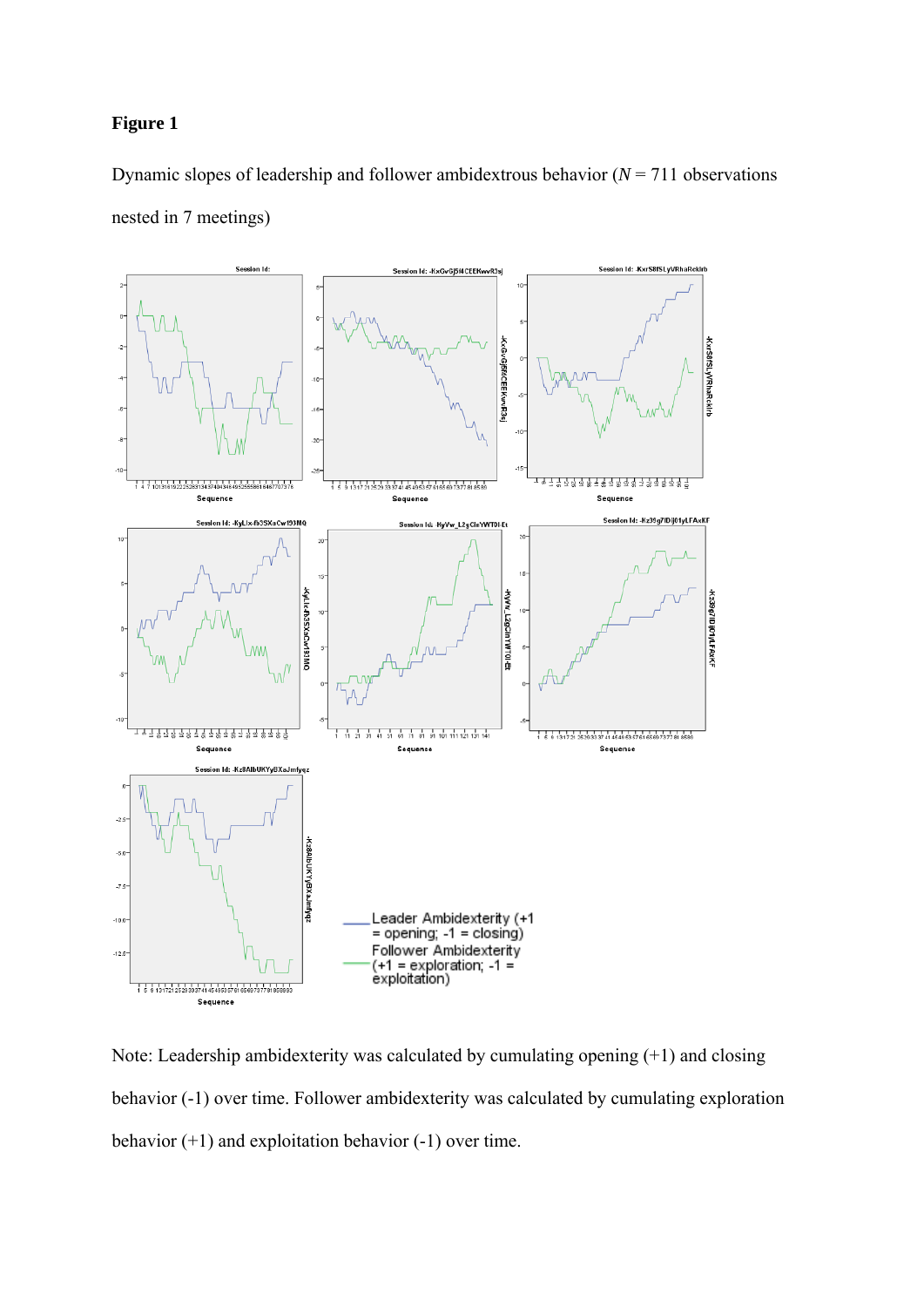**Figure 1**

Dynamic slopes of leadership and follower ambidextrous behavior (*N* = 711 observations nested in 7 meetings)

Session Id:

Session Id: -KxGvGj5I4CEEKwvR3sj

Session Id: -KxrS8fSLyVRhaRcklrb

Session Id: -KyLlx-fb3SXaCw193MQ

Session Id: HyVw_L2gClnYWT0I-Et

Session Id: -Kz39g7IDij01yLFAxKF

Session Id: -Kz8AlbUKYyBXaJmfyqz

Sequence

Leader Ambidexterity (+1 = opening; -1 = closing)

Follower Ambidexterity (+1 = exploration; -1 = exploitation)

Note: Leadership ambidexterity was calculated by cumulating opening (+1) and closing behavior (-1) over time. Follower ambidexterity was calculated by cumulating exploration behavior (+1) and exploitation behavior (-1) over time.